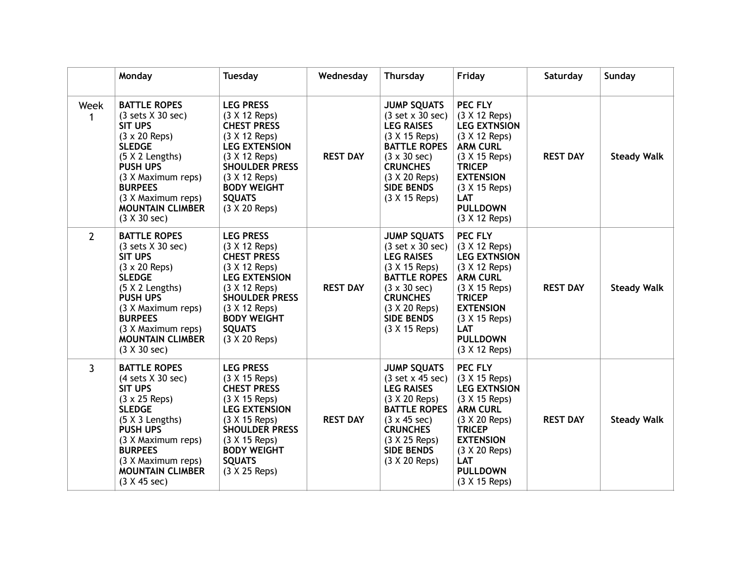| | Monday | Tuesday | Wednesday | Thursday | Friday | Saturday | Sunday |
|---|---|---|---|---|---|---|---|
| Week 1 | **BATTLE ROPES** (3 sets X 30 sec) **SIT UPS** (3 x 20 Reps) **SLEDGE** (5 X 2 Lengths) **PUSH UPS** (3 X Maximum reps) **BURPEES** (3 X Maximum reps) **MOUNTAIN CLIMBER** (3 X 30 sec) | **LEG PRESS** (3 X 12 Reps) **CHEST PRESS** (3 X 12 Reps) **LEG EXTENSION** (3 X 12 Reps) **SHOULDER PRESS** (3 X 12 Reps) **BODY WEIGHT SQUATS** (3 X 20 Reps) | **REST DAY** | **JUMP SQUATS** (3 set x 30 sec) **LEG RAISES** (3 X 15 Reps) **BATTLE ROPES** (3 x 30 sec) **CRUNCHES** (3 X 20 Reps) **SIDE BENDS** (3 X 15 Reps) | **PEC FLY** (3 X 12 Reps) **LEG EXTNSION** (3 X 12 Reps) **ARM CURL** (3 X 15 Reps) **TRICEP EXTENSION** (3 X 15 Reps) **LAT PULLDOWN** (3 X 12 Reps) | **REST DAY** | **Steady Walk** |
| 2 | **BATTLE ROPES** (3 sets X 30 sec) **SIT UPS** (3 x 20 Reps) **SLEDGE** (5 X 2 Lengths) **PUSH UPS** (3 X Maximum reps) **BURPEES** (3 X Maximum reps) **MOUNTAIN CLIMBER** (3 X 30 sec) | **LEG PRESS** (3 X 12 Reps) **CHEST PRESS** (3 X 12 Reps) **LEG EXTENSION** (3 X 12 Reps) **SHOULDER PRESS** (3 X 12 Reps) **BODY WEIGHT SQUATS** (3 X 20 Reps) | **REST DAY** | **JUMP SQUATS** (3 set X 30 sec) **LEG RAISES** (3 X 15 Reps) **BATTLE ROPES** (3 x 30 sec) **CRUNCHES** (3 X 20 Reps) **SIDE BENDS** (3 X 15 Reps) | **PEC FLY** (3 X 12 Reps) **LEG EXTNSION** (3 X 12 Reps) **ARM CURL** (3 X 15 Reps) **TRICEP EXTENSION** (3 X 15 Reps) **LAT PULLDOWN** (3 X 12 Reps) | **REST DAY** | **Steady Walk** |
| 3 | **BATTLE ROPES** (4 sets X 30 sec) **SIT UPS** (3 x 25 Reps) **SLEDGE** (5 X 3 Lengths) **PUSH UPS** (3 X Maximum reps) **BURPEES** (3 X Maximum reps) **MOUNTAIN CLIMBER** (3 X 45 sec) | **LEG PRESS** (3 X 15 Reps) **CHEST PRESS** (3 X 15 Reps) **LEG EXTENSION** (3 X 15 Reps) **SHOULDER PRESS** (3 X 15 Reps) **BODY WEIGHT SQUATS** (3 X 25 Reps) | **REST DAY** | **JUMP SQUATS** (3 set x 45 sec) **LEG RAISES** (3 X 20 Reps) **BATTLE ROPES** (3 x 45 sec) **CRUNCHES** (3 X 25 Reps) **SIDE BENDS** (3 X 20 Reps) | **PEC FLY** (3 X 15 Reps) **LEG EXTNSION** (3 X 15 Reps) **ARM CURL** (3 X 20 Reps) **TRICEP EXTENSION** (3 X 20 Reps) **LAT PULLDOWN** (3 X 15 Reps) | **REST DAY** | **Steady Walk** |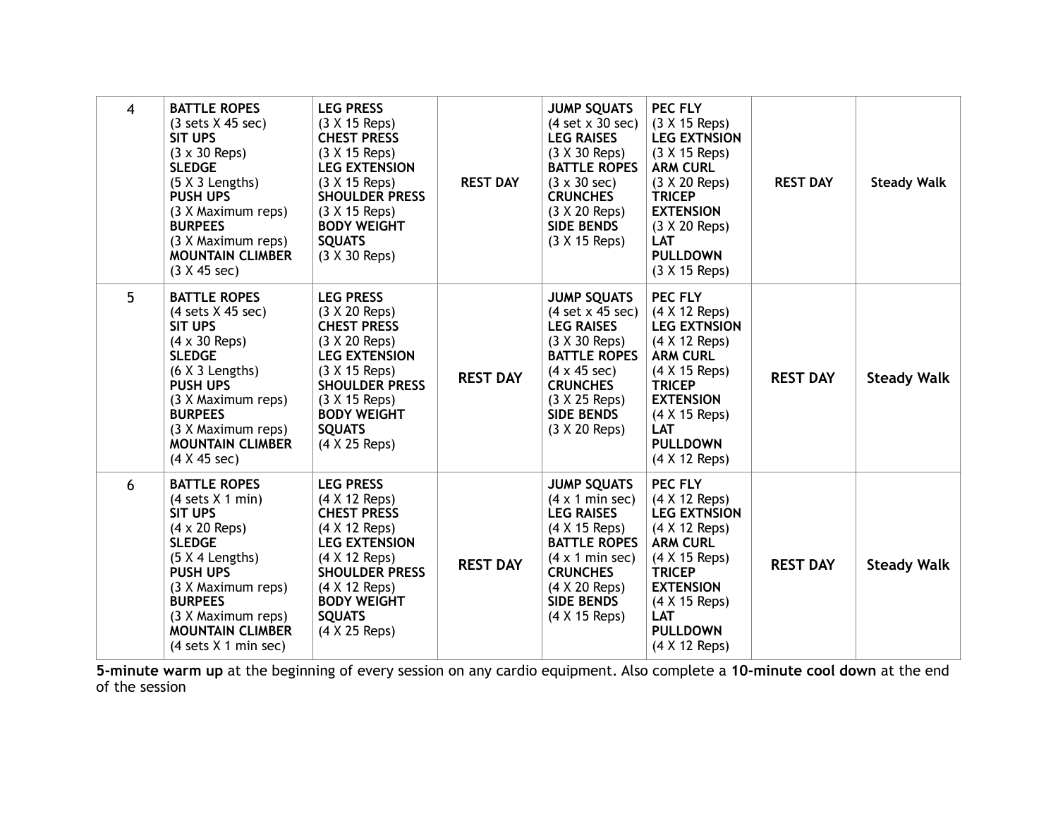| | | | | | | | |
|---|---|---|---|---|---|---|---|
| 4 | **BATTLE ROPES** (3 sets X 45 sec) **SIT UPS** (3 x 30 Reps) **SLEDGE** (5 X 3 Lengths) **PUSH UPS** (3 X Maximum reps) **BURPEES** (3 X Maximum reps) **MOUNTAIN CLIMBER** (3 X 45 sec) | **LEG PRESS** (3 X 15 Reps) **CHEST PRESS** (3 X 15 Reps) **LEG EXTENSION** (3 X 15 Reps) **SHOULDER PRESS** (3 X 15 Reps) **BODY WEIGHT SQUATS** (3 X 30 Reps) | **REST DAY** | **JUMP SQUATS** (4 set x 30 sec) **LEG RAISES** (3 X 30 Reps) **BATTLE ROPES** (3 x 30 sec) **CRUNCHES** (3 X 20 Reps) **SIDE BENDS** (3 X 15 Reps) | **PEC FLY** (3 X 15 Reps) **LEG EXTNSION** (3 X 15 Reps) **ARM CURL** (3 X 20 Reps) **TRICEP EXTENSION** (3 X 20 Reps) **LAT PULLDOWN** (3 X 15 Reps) | **REST DAY** | **Steady Walk** |
| 5 | **BATTLE ROPES** (4 sets X 45 sec) **SIT UPS** (4 x 30 Reps) **SLEDGE** (6 X 3 Lengths) **PUSH UPS** (3 X Maximum reps) **BURPEES** (3 X Maximum reps) **MOUNTAIN CLIMBER** (4 X 45 sec) | **LEG PRESS** (3 X 20 Reps) **CHEST PRESS** (3 X 20 Reps) **LEG EXTENSION** (3 X 15 Reps) **SHOULDER PRESS** (3 X 15 Reps) **BODY WEIGHT SQUATS** (4 X 25 Reps) | **REST DAY** | **JUMP SQUATS** (4 set x 45 sec) **LEG RAISES** (3 X 30 Reps) **BATTLE ROPES** (4 x 45 sec) **CRUNCHES** (3 X 25 Reps) **SIDE BENDS** (3 X 20 Reps) | **PEC FLY** (4 X 12 Reps) **LEG EXTNSION** (4 X 12 Reps) **ARM CURL** (4 X 15 Reps) **TRICEP EXTENSION** (4 X 15 Reps) **LAT PULLDOWN** (4 X 12 Reps) | **REST DAY** | **Steady Walk** |
| 6 | **BATTLE ROPES** (4 sets X 1 min) **SIT UPS** (4 x 20 Reps) **SLEDGE** (5 X 4 Lengths) **PUSH UPS** (3 X Maximum reps) **BURPEES** (3 X Maximum reps) **MOUNTAIN CLIMBER** (4 sets X 1 min sec) | **LEG PRESS** (4 X 12 Reps) **CHEST PRESS** (4 X 12 Reps) **LEG EXTENSION** (4 X 12 Reps) **SHOULDER PRESS** (4 X 12 Reps) **BODY WEIGHT SQUATS** (4 X 25 Reps) | **REST DAY** | **JUMP SQUATS** (4 x 1 min sec) **LEG RAISES** (4 X 15 Reps) **BATTLE ROPES** (4 x 1 min sec) **CRUNCHES** (4 X 20 Reps) **SIDE BENDS** (4 X 15 Reps) | **PEC FLY** (4 X 12 Reps) **LEG EXTNSION** (4 X 12 Reps) **ARM CURL** (4 X 15 Reps) **TRICEP EXTENSION** (4 X 15 Reps) **LAT PULLDOWN** (4 X 12 Reps) | **REST DAY** | **Steady Walk** |

**5-minute warm up** at the beginning of every session on any cardio equipment. Also complete a **10-minute cool down** at the end of the session